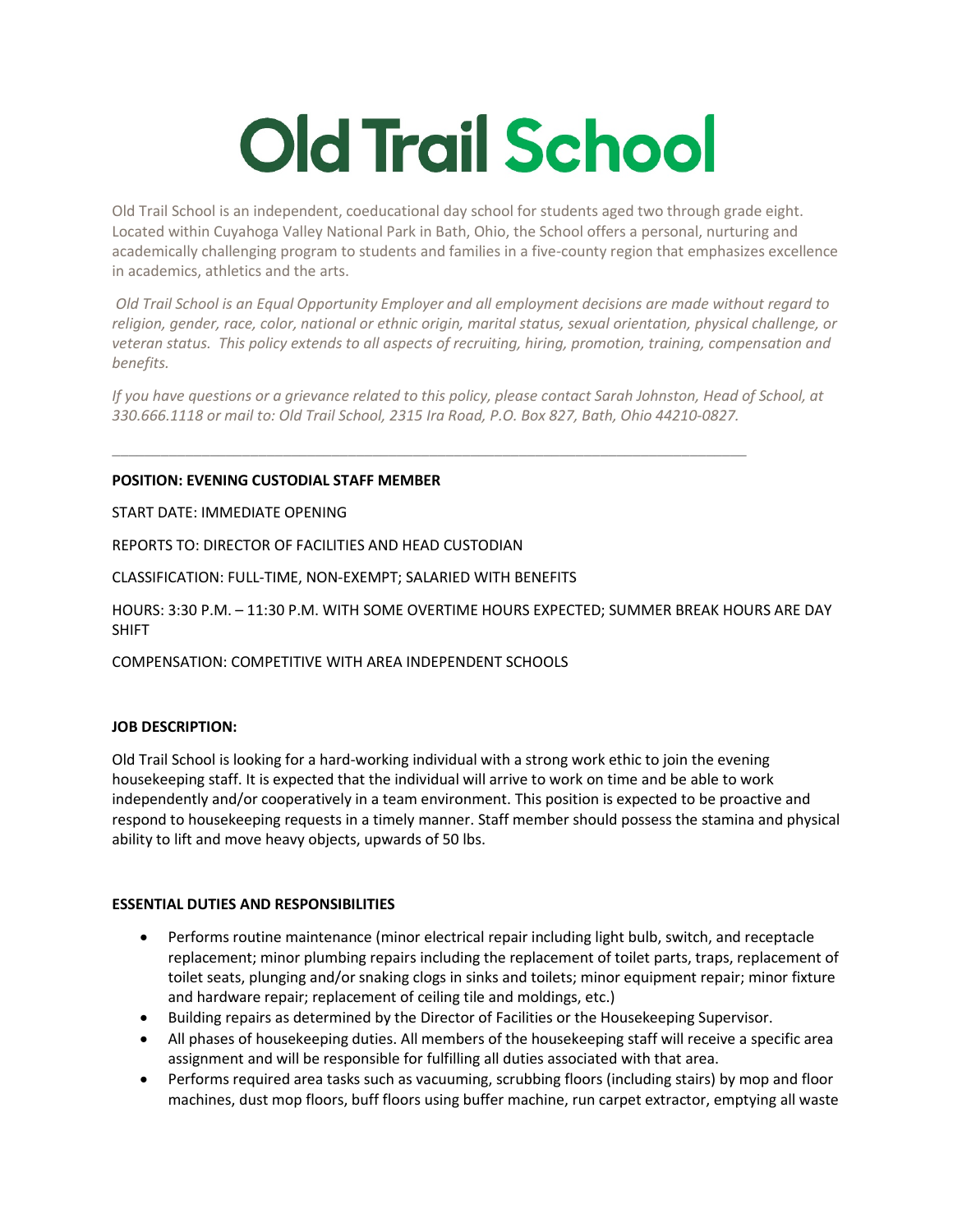# Old Trail School

Old Trail School is an independent, coeducational day school for students aged two through grade eight. Located within Cuyahoga Valley National Park in Bath, Ohio, the School offers a personal, nurturing and academically challenging program to students and families in a five-county region that emphasizes excellence in academics, athletics and the arts.

*Old Trail School is an Equal Opportunity Employer and all employment decisions are made without regard to religion, gender, race, color, national or ethnic origin, marital status, sexual orientation, physical challenge, or veteran status. This policy extends to all aspects of recruiting, hiring, promotion, training, compensation and benefits.*

*If you have questions or a grievance related to this policy, please contact Sarah Johnston, Head of School, at 330.666.1118 or mail to: Old Trail School, 2315 Ira Road, P.O. Box 827, Bath, Ohio 44210-0827.*

---

**POSITION: EVENING CUSTODIAL STAFF MEMBER**

START DATE: IMMEDIATE OPENING

REPORTS TO: DIRECTOR OF FACILITIES AND HEAD CUSTODIAN

CLASSIFICATION: FULL-TIME, NON-EXEMPT; SALARIED WITH BENEFITS

HOURS: 3:30 P.M. – 11:30 P.M. WITH SOME OVERTIME HOURS EXPECTED; SUMMER BREAK HOURS ARE DAY SHIFT

COMPENSATION: COMPETITIVE WITH AREA INDEPENDENT SCHOOLS

**JOB DESCRIPTION:**

Old Trail School is looking for a hard-working individual with a strong work ethic to join the evening housekeeping staff. It is expected that the individual will arrive to work on time and be able to work independently and/or cooperatively in a team environment. This position is expected to be proactive and respond to housekeeping requests in a timely manner. Staff member should possess the stamina and physical ability to lift and move heavy objects, upwards of 50 lbs.

**ESSENTIAL DUTIES AND RESPONSIBILITIES**

- Performs routine maintenance (minor electrical repair including light bulb, switch, and receptacle replacement; minor plumbing repairs including the replacement of toilet parts, traps, replacement of toilet seats, plunging and/or snaking clogs in sinks and toilets; minor equipment repair; minor fixture and hardware repair; replacement of ceiling tile and moldings, etc.)
- Building repairs as determined by the Director of Facilities or the Housekeeping Supervisor.
- All phases of housekeeping duties. All members of the housekeeping staff will receive a specific area assignment and will be responsible for fulfilling all duties associated with that area.
- Performs required area tasks such as vacuuming, scrubbing floors (including stairs) by mop and floor machines, dust mop floors, buff floors using buffer machine, run carpet extractor, emptying all waste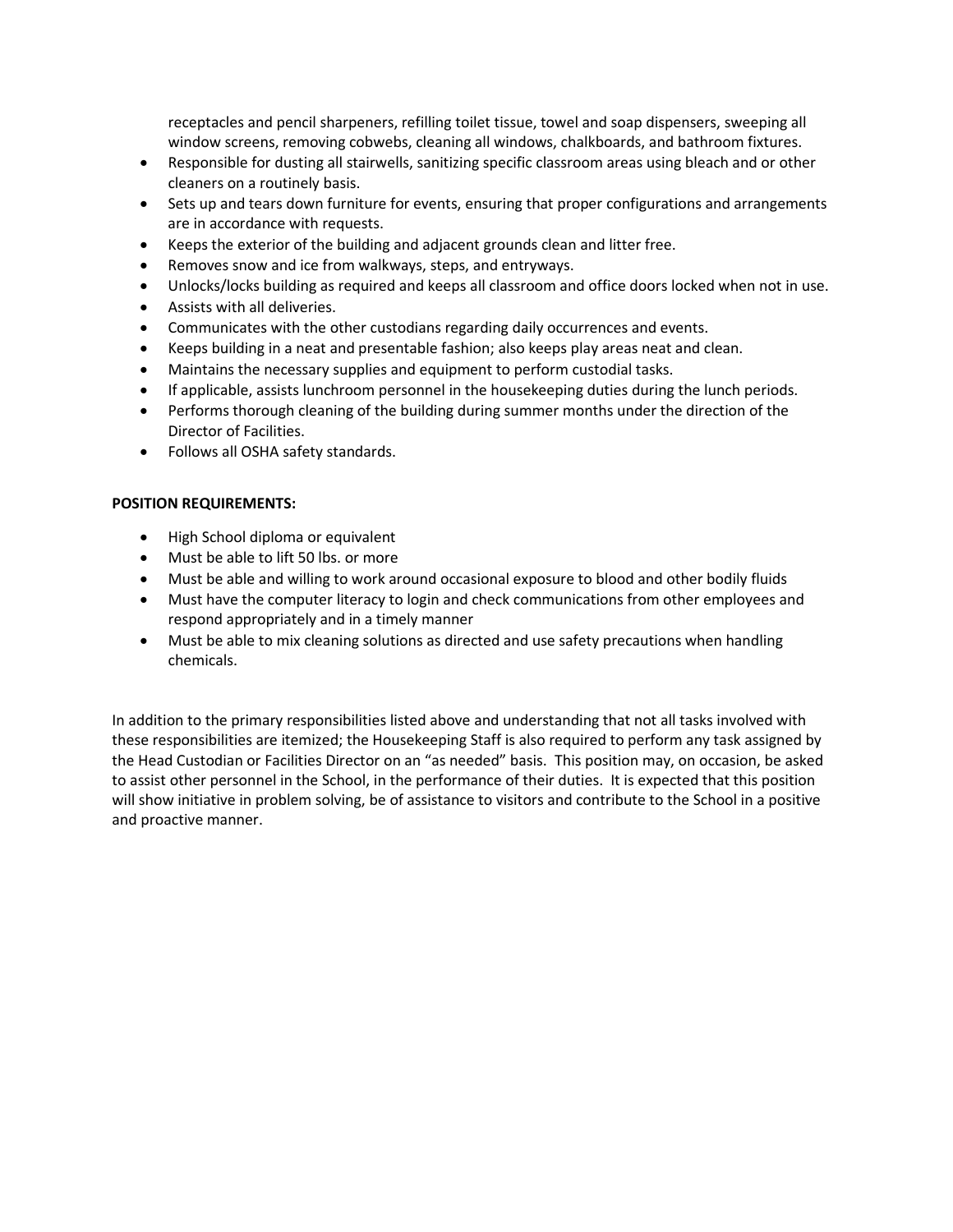receptacles and pencil sharpeners, refilling toilet tissue, towel and soap dispensers, sweeping all window screens, removing cobwebs, cleaning all windows, chalkboards, and bathroom fixtures.

- Responsible for dusting all stairwells, sanitizing specific classroom areas using bleach and or other cleaners on a routinely basis.
- Sets up and tears down furniture for events, ensuring that proper configurations and arrangements are in accordance with requests.
- Keeps the exterior of the building and adjacent grounds clean and litter free.
- Removes snow and ice from walkways, steps, and entryways.
- Unlocks/locks building as required and keeps all classroom and office doors locked when not in use.
- Assists with all deliveries.
- Communicates with the other custodians regarding daily occurrences and events.
- Keeps building in a neat and presentable fashion; also keeps play areas neat and clean.
- Maintains the necessary supplies and equipment to perform custodial tasks.
- If applicable, assists lunchroom personnel in the housekeeping duties during the lunch periods.
- Performs thorough cleaning of the building during summer months under the direction of the Director of Facilities.
- Follows all OSHA safety standards.

**POSITION REQUIREMENTS:**

- High School diploma or equivalent
- Must be able to lift 50 lbs. or more
- Must be able and willing to work around occasional exposure to blood and other bodily fluids
- Must have the computer literacy to login and check communications from other employees and respond appropriately and in a timely manner
- Must be able to mix cleaning solutions as directed and use safety precautions when handling chemicals.

In addition to the primary responsibilities listed above and understanding that not all tasks involved with these responsibilities are itemized; the Housekeeping Staff is also required to perform any task assigned by the Head Custodian or Facilities Director on an "as needed" basis. This position may, on occasion, be asked to assist other personnel in the School, in the performance of their duties. It is expected that this position will show initiative in problem solving, be of assistance to visitors and contribute to the School in a positive and proactive manner.